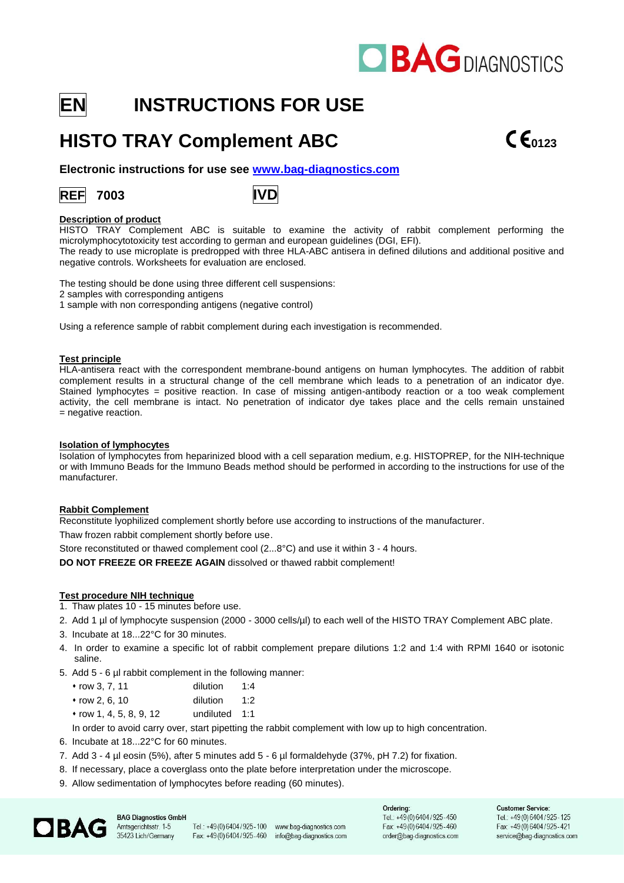**EN** **INSTRUCTIONS FOR USE**

# HISTO TRAY Complement ABC

CE 0123

**Electronic instructions for use see [www.bag-diagnostics.com](www.bag-diagnostics.com)**

**REF 7003** **IVD**

## Description of product

HISTO TRAY Complement ABC is suitable to examine the activity of rabbit complement performing the microlymphocytotoxicity test according to german and european guidelines (DGI, EFI).
The ready to use microplate is predropped with three HLA-ABC antisera in defined dilutions and additional positive and negative controls. Worksheets for evaluation are enclosed.

The testing should be done using three different cell suspensions:
2 samples with corresponding antigens
1 sample with non corresponding antigens (negative control)

Using a reference sample of rabbit complement during each investigation is recommended.

## Test principle

HLA-antisera react with the correspondent membrane-bound antigens on human lymphocytes. The addition of rabbit complement results in a structural change of the cell membrane which leads to a penetration of an indicator dye. Stained lymphocytes = positive reaction. In case of missing antigen-antibody reaction or a too weak complement activity, the cell membrane is intact. No penetration of indicator dye takes place and the cells remain unstained = negative reaction.

## Isolation of lymphocytes

Isolation of lymphocytes from heparinized blood with a cell separation medium, e.g. HISTOPREP, for the NIH-technique or with Immuno Beads for the Immuno Beads method should be performed in according to the instructions for use of the manufacturer.

## Rabbit Complement

Reconstitute lyophilized complement shortly before use according to instructions of the manufacturer.

Thaw frozen rabbit complement shortly before use.

Store reconstituted or thawed complement cool (2...8°C) and use it within 3 - 4 hours.

**DO NOT FREEZE OR FREEZE AGAIN** dissolved or thawed rabbit complement!

## Test procedure NIH technique

1. Thaw plates 10 - 15 minutes before use.
2. Add 1 µl of lymphocyte suspension (2000 - 3000 cells/µl) to each well of the HISTO TRAY Complement ABC plate.
3. Incubate at 18...22°C for 30 minutes.
4. In order to examine a specific lot of rabbit complement prepare dilutions 1:2 and 1:4 with RPMI 1640 or isotonic saline.
5. Add 5 - 6 µl rabbit complement in the following manner:
   - row 3, 7, 11 dilution 1:4
   - row 2, 6, 10 dilution 1:2
   - row 1, 4, 5, 8, 9, 12 undiluted 1:1

   In order to avoid carry over, start pipetting the rabbit complement with low up to high concentration.
6. Incubate at 18...22°C for 60 minutes.
7. Add 3 - 4 µl eosin (5%), after 5 minutes add 5 - 6 µl formaldehyde (37%, pH 7.2) for fixation.
8. If necessary, place a coverglass onto the plate before interpretation under the microscope.
9. Allow sedimentation of lymphocytes before reading (60 minutes).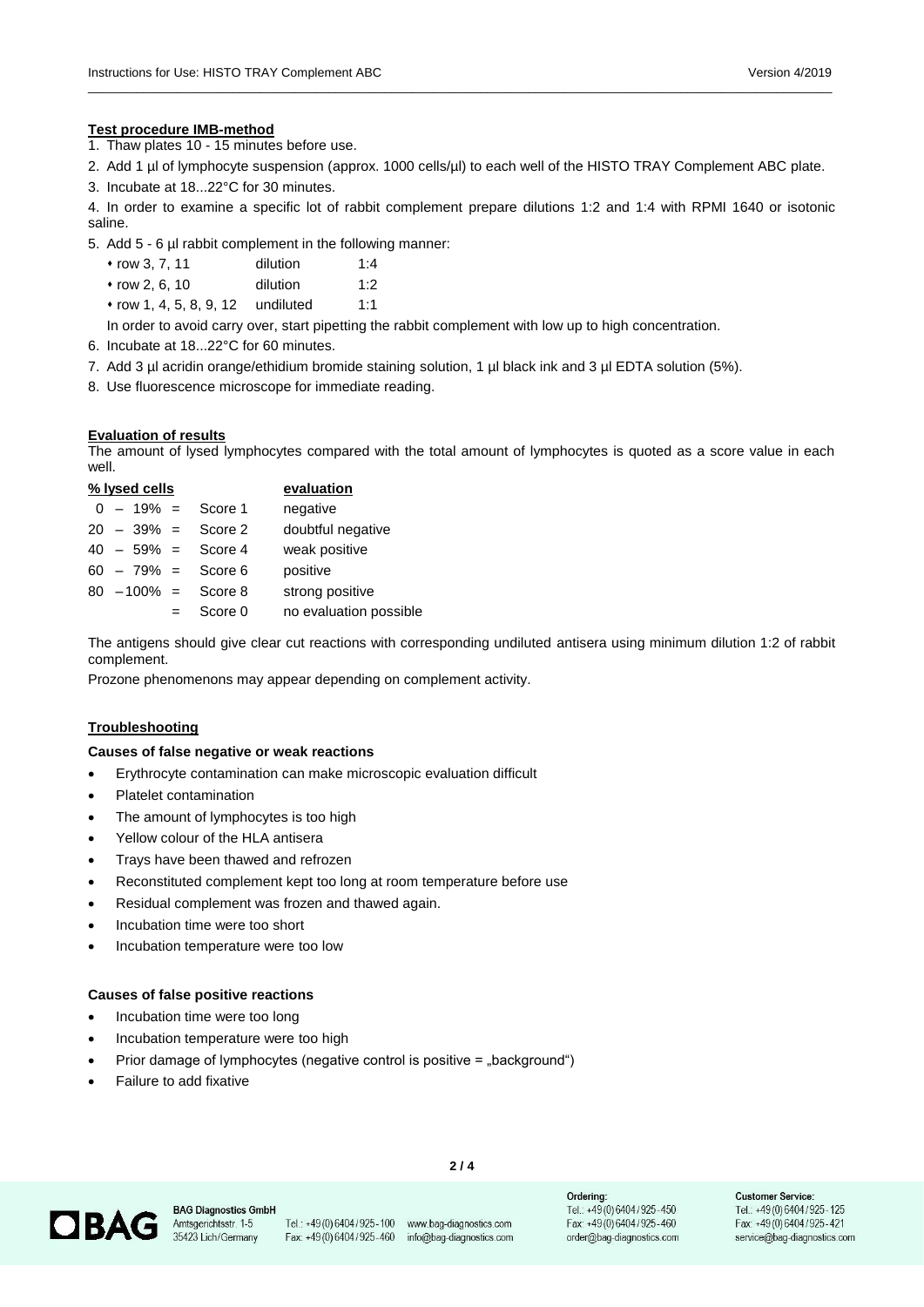**Test procedure IMB-method**

1. Thaw plates 10 - 15 minutes before use.
2. Add 1 µl of lymphocyte suspension (approx. 1000 cells/µl) to each well of the HISTO TRAY Complement ABC plate.
3. Incubate at 18...22°C for 30 minutes.
4. In order to examine a specific lot of rabbit complement prepare dilutions 1:2 and 1:4 with RPMI 1640 or isotonic saline.
5. Add 5 - 6 µl rabbit complement in the following manner:
   - row 3, 7, 11 dilution 1:4
   - row 2, 6, 10 dilution 1:2
   - row 1, 4, 5, 8, 9, 12 undiluted 1:1

   In order to avoid carry over, start pipetting the rabbit complement with low up to high concentration.
6. Incubate at 18...22°C for 60 minutes.
7. Add 3 µl acridin orange/ethidium bromide staining solution, 1 µl black ink and 3 µl EDTA solution (5%).
8. Use fluorescence microscope for immediate reading.

**Evaluation of results**

The amount of lysed lymphocytes compared with the total amount of lymphocytes is quoted as a score value in each well.

| % lysed cells | | evaluation |
|---|---|---|
| 0 – 19% = | Score 1 | negative |
| 20 – 39% = | Score 2 | doubtful negative |
| 40 – 59% = | Score 4 | weak positive |
| 60 – 79% = | Score 6 | positive |
| 80 – 100% = | Score 8 | strong positive |
| = | Score 0 | no evaluation possible |

The antigens should give clear cut reactions with corresponding undiluted antisera using minimum dilution 1:2 of rabbit complement.

Prozone phenomenons may appear depending on complement activity.

**Troubleshooting**

**Causes of false negative or weak reactions**

- Erythrocyte contamination can make microscopic evaluation difficult
- Platelet contamination
- The amount of lymphocytes is too high
- Yellow colour of the HLA antisera
- Trays have been thawed and refrozen
- Reconstituted complement kept too long at room temperature before use
- Residual complement was frozen and thawed again.
- Incubation time were too short
- Incubation temperature were too low

**Causes of false positive reactions**

- Incubation time were too long
- Incubation temperature were too high
- Prior damage of lymphocytes (negative control is positive = „background")
- Failure to add fixative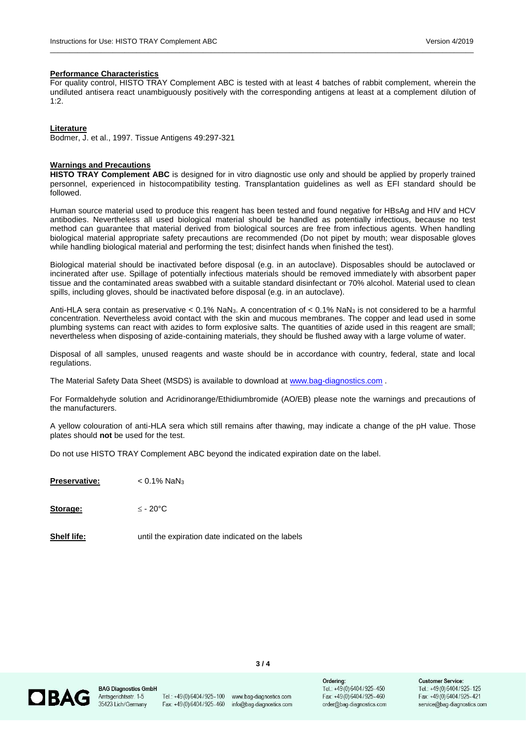## Performance Characteristics

For quality control, HISTO TRAY Complement ABC is tested with at least 4 batches of rabbit complement, wherein the undiluted antisera react unambiguously positively with the corresponding antigens at least at a complement dilution of 1:2.

## Literature

Bodmer, J. et al., 1997. Tissue Antigens 49:297-321

## Warnings and Precautions

**HISTO TRAY Complement ABC** is designed for in vitro diagnostic use only and should be applied by properly trained personnel, experienced in histocompatibility testing. Transplantation guidelines as well as EFI standard should be followed.

Human source material used to produce this reagent has been tested and found negative for HBsAg and HIV and HCV antibodies. Nevertheless all used biological material should be handled as potentially infectious, because no test method can guarantee that material derived from biological sources are free from infectious agents. When handling biological material appropriate safety precautions are recommended (Do not pipet by mouth; wear disposable gloves while handling biological material and performing the test; disinfect hands when finished the test).

Biological material should be inactivated before disposal (e.g. in an autoclave). Disposables should be autoclaved or incinerated after use. Spillage of potentially infectious materials should be removed immediately with absorbent paper tissue and the contaminated areas swabbed with a suitable standard disinfectant or 70% alcohol. Material used to clean spills, including gloves, should be inactivated before disposal (e.g. in an autoclave).

Anti-HLA sera contain as preservative < 0.1% $NaN_3$. A concentration of < 0.1% $NaN_3$ is not considered to be a harmful concentration. Nevertheless avoid contact with the skin and mucous membranes. The copper and lead used in some plumbing systems can react with azides to form explosive salts. The quantities of azide used in this reagent are small; nevertheless when disposing of azide-containing materials, they should be flushed away with a large volume of water.

Disposal of all samples, unused reagents and waste should be in accordance with country, federal, state and local regulations.

The Material Safety Data Sheet (MSDS) is available to download at www.bag-diagnostics.com .

For Formaldehyde solution and Acridinorange/Ethidiumbromide (AO/EB) please note the warnings and precautions of the manufacturers.

A yellow colouration of anti-HLA sera which still remains after thawing, may indicate a change of the pH value. Those plates should **not** be used for the test.

Do not use HISTO TRAY Complement ABC beyond the indicated expiration date on the label.

**Preservative:** < 0.1% $NaN_3$

**Storage:** ≤ - 20°C

**Shelf life:** until the expiration date indicated on the labels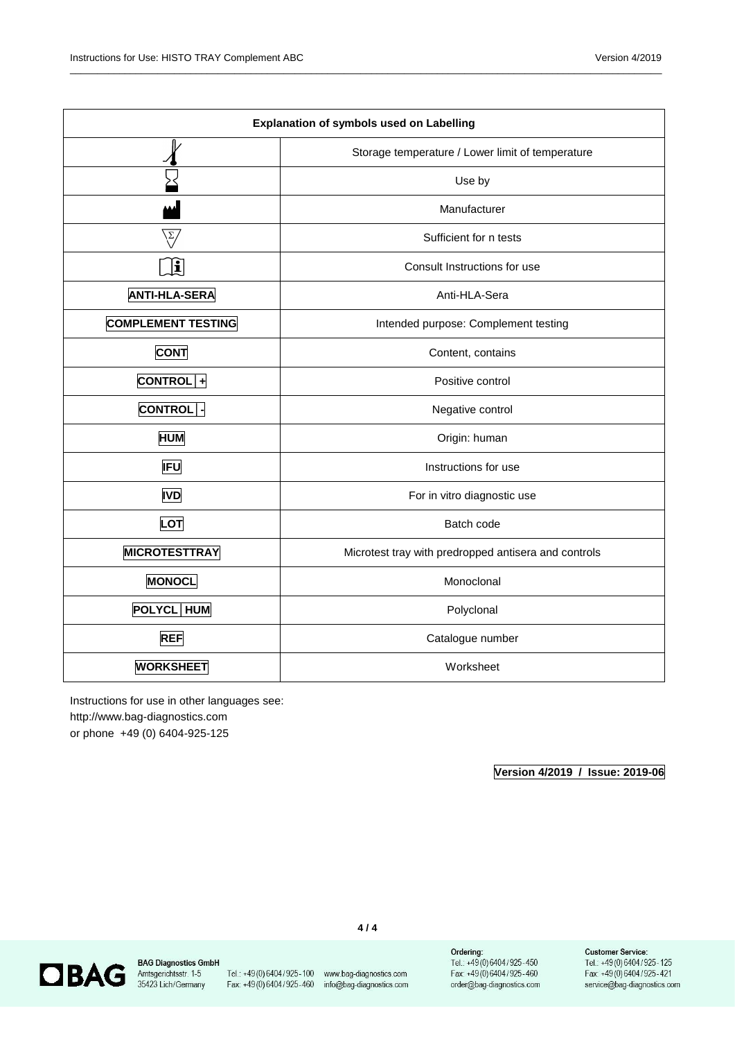| Explanation of symbols used on Labelling | |
|---|---|
| | Storage temperature / Lower limit of temperature |
| | Use by |
| | Manufacturer |
| Σ | Sufficient for n tests |
| i | Consult Instructions for use |
| ANTI-HLA-SERA | Anti-HLA-Sera |
| COMPLEMENT TESTING | Intended purpose: Complement testing |
| CONT | Content, contains |
| CONTROL + | Positive control |
| CONTROL - | Negative control |
| HUM | Origin: human |
| IFU | Instructions for use |
| IVD | For in vitro diagnostic use |
| LOT | Batch code |
| MICROTESTTRAY | Microtest tray with predropped antisera and controls |
| MONOCL | Monoclonal |
| POLYCL HUM | Polyclonal |
| REF | Catalogue number |
| WORKSHEET | Worksheet |

Instructions for use in other languages see:
http://www.bag-diagnostics.com
or phone +49 (0) 6404-925-125

**Version 4/2019 / Issue: 2019-06**